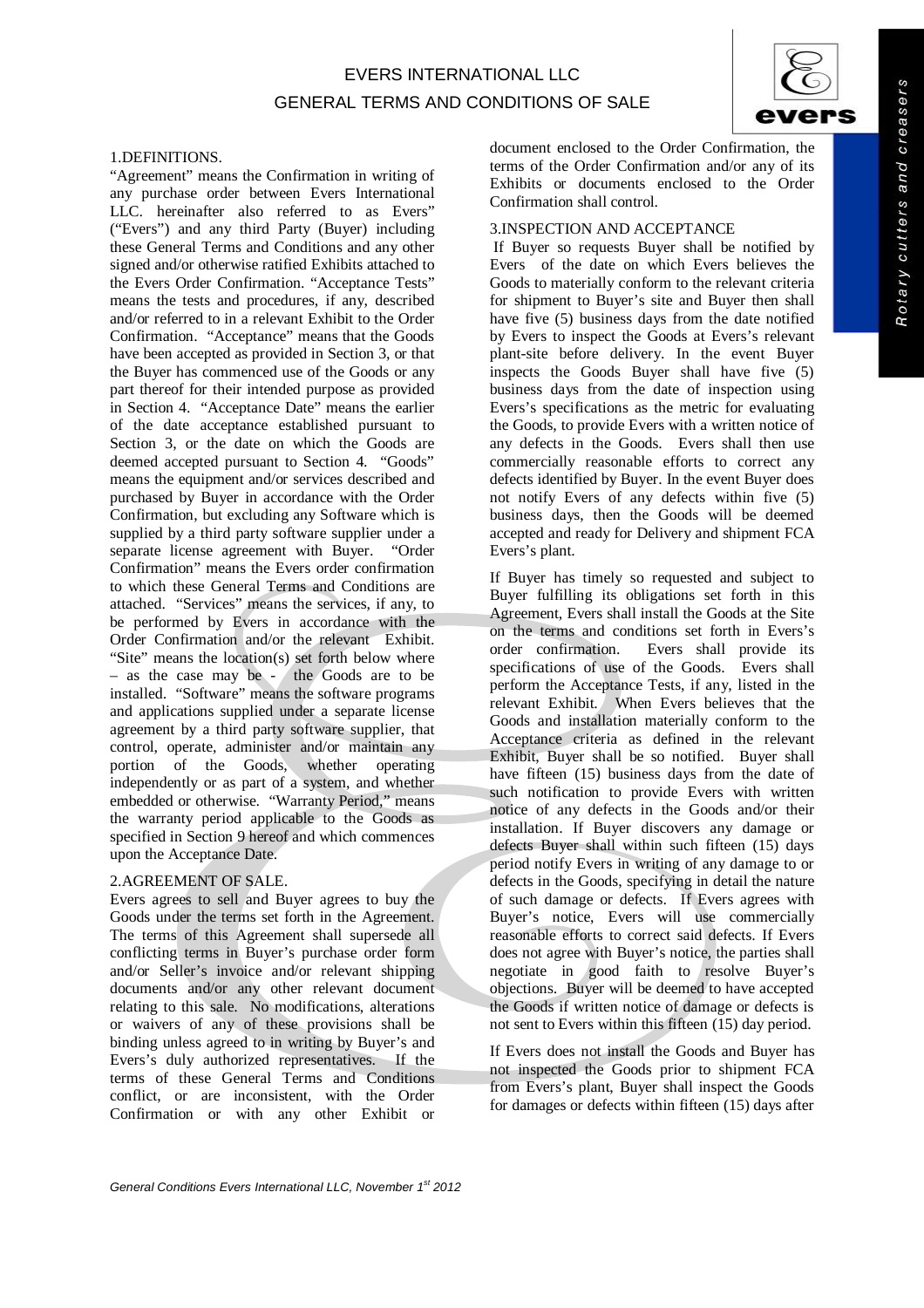# EVERS INTERNATIONAL LLC
## GENERAL TERMS AND CONDITIONS OF SALE

### 1.DEFINITIONS.

"Agreement" means the Confirmation in writing of any purchase order between Evers International LLC. hereinafter also referred to as Evers" ("Evers") and any third Party (Buyer) including these General Terms and Conditions and any other signed and/or otherwise ratified Exhibits attached to the Evers Order Confirmation. "Acceptance Tests" means the tests and procedures, if any, described and/or referred to in a relevant Exhibit to the Order Confirmation. "Acceptance" means that the Goods have been accepted as provided in Section 3, or that the Buyer has commenced use of the Goods or any part thereof for their intended purpose as provided in Section 4. "Acceptance Date" means the earlier of the date acceptance established pursuant to Section 3, or the date on which the Goods are deemed accepted pursuant to Section 4. "Goods" means the equipment and/or services described and purchased by Buyer in accordance with the Order Confirmation, but excluding any Software which is supplied by a third party software supplier under a separate license agreement with Buyer. "Order Confirmation" means the Evers order confirmation to which these General Terms and Conditions are attached. "Services" means the services, if any, to be performed by Evers in accordance with the Order Confirmation and/or the relevant Exhibit. "Site" means the location(s) set forth below where – as the case may be - the Goods are to be installed. "Software" means the software programs and applications supplied under a separate license agreement by a third party software supplier, that control, operate, administer and/or maintain any portion of the Goods, whether operating independently or as part of a system, and whether embedded or otherwise. "Warranty Period," means the warranty period applicable to the Goods as specified in Section 9 hereof and which commences upon the Acceptance Date.

### 2.AGREEMENT OF SALE.

Evers agrees to sell and Buyer agrees to buy the Goods under the terms set forth in the Agreement. The terms of this Agreement shall supersede all conflicting terms in Buyer's purchase order form and/or Seller's invoice and/or relevant shipping documents and/or any other relevant document relating to this sale. No modifications, alterations or waivers of any of these provisions shall be binding unless agreed to in writing by Buyer's and Evers's duly authorized representatives. If the terms of these General Terms and Conditions conflict, or are inconsistent, with the Order Confirmation or with any other Exhibit or document enclosed to the Order Confirmation, the terms of the Order Confirmation and/or any of its Exhibits or documents enclosed to the Order Confirmation shall control.

### 3.INSPECTION AND ACCEPTANCE

If Buyer so requests Buyer shall be notified by Evers of the date on which Evers believes the Goods to materially conform to the relevant criteria for shipment to Buyer's site and Buyer then shall have five (5) business days from the date notified by Evers to inspect the Goods at Evers's relevant plant-site before delivery. In the event Buyer inspects the Goods Buyer shall have five (5) business days from the date of inspection using Evers's specifications as the metric for evaluating the Goods, to provide Evers with a written notice of any defects in the Goods. Evers shall then use commercially reasonable efforts to correct any defects identified by Buyer. In the event Buyer does not notify Evers of any defects within five (5) business days, then the Goods will be deemed accepted and ready for Delivery and shipment FCA Evers's plant.

If Buyer has timely so requested and subject to Buyer fulfilling its obligations set forth in this Agreement, Evers shall install the Goods at the Site on the terms and conditions set forth in Evers's order confirmation. Evers shall provide its specifications of use of the Goods. Evers shall perform the Acceptance Tests, if any, listed in the relevant Exhibit. When Evers believes that the Goods and installation materially conform to the Acceptance criteria as defined in the relevant Exhibit, Buyer shall be so notified. Buyer shall have fifteen (15) business days from the date of such notification to provide Evers with written notice of any defects in the Goods and/or their installation. If Buyer discovers any damage or defects Buyer shall within such fifteen (15) days period notify Evers in writing of any damage to or defects in the Goods, specifying in detail the nature of such damage or defects. If Evers agrees with Buyer's notice, Evers will use commercially reasonable efforts to correct said defects. If Evers does not agree with Buyer's notice, the parties shall negotiate in good faith to resolve Buyer's objections. Buyer will be deemed to have accepted the Goods if written notice of damage or defects is not sent to Evers within this fifteen (15) day period.

If Evers does not install the Goods and Buyer has not inspected the Goods prior to shipment FCA from Evers's plant, Buyer shall inspect the Goods for damages or defects within fifteen (15) days after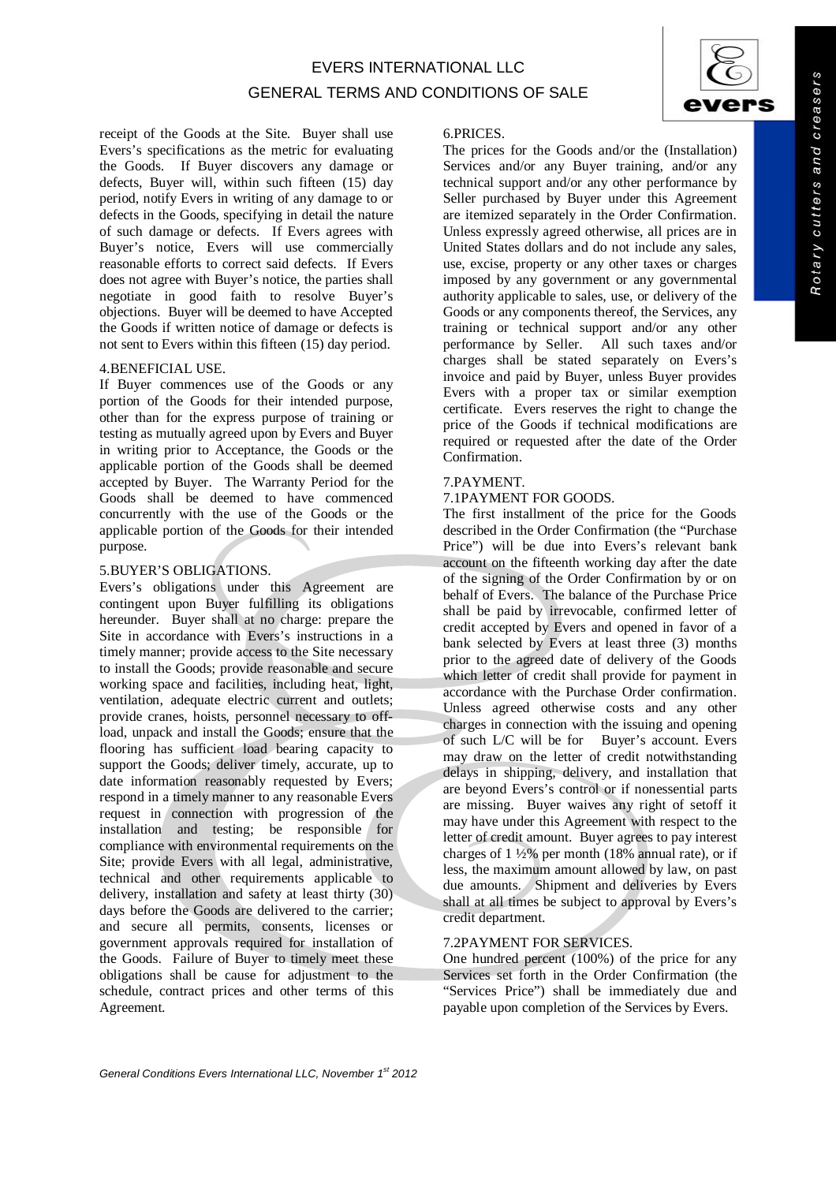receipt of the Goods at the Site. Buyer shall use Evers's specifications as the metric for evaluating the Goods. If Buyer discovers any damage or defects, Buyer will, within such fifteen (15) day period, notify Evers in writing of any damage to or defects in the Goods, specifying in detail the nature of such damage or defects. If Evers agrees with Buyer's notice, Evers will use commercially reasonable efforts to correct said defects. If Evers does not agree with Buyer's notice, the parties shall negotiate in good faith to resolve Buyer's objections. Buyer will be deemed to have Accepted the Goods if written notice of damage or defects is not sent to Evers within this fifteen (15) day period.

4.BENEFICIAL USE.

If Buyer commences use of the Goods or any portion of the Goods for their intended purpose, other than for the express purpose of training or testing as mutually agreed upon by Evers and Buyer in writing prior to Acceptance, the Goods or the applicable portion of the Goods shall be deemed accepted by Buyer. The Warranty Period for the Goods shall be deemed to have commenced concurrently with the use of the Goods or the applicable portion of the Goods for their intended purpose.

5.BUYER'S OBLIGATIONS.

Evers's obligations under this Agreement are contingent upon Buyer fulfilling its obligations hereunder. Buyer shall at no charge: prepare the Site in accordance with Evers's instructions in a timely manner; provide access to the Site necessary to install the Goods; provide reasonable and secure working space and facilities, including heat, light, ventilation, adequate electric current and outlets; provide cranes, hoists, personnel necessary to off-load, unpack and install the Goods; ensure that the flooring has sufficient load bearing capacity to support the Goods; deliver timely, accurate, up to date information reasonably requested by Evers; respond in a timely manner to any reasonable Evers request in connection with progression of the installation and testing; be responsible for compliance with environmental requirements on the Site; provide Evers with all legal, administrative, technical and other requirements applicable to delivery, installation and safety at least thirty (30) days before the Goods are delivered to the carrier; and secure all permits, consents, licenses or government approvals required for installation of the Goods. Failure of Buyer to timely meet these obligations shall be cause for adjustment to the schedule, contract prices and other terms of this Agreement.

6.PRICES.

The prices for the Goods and/or the (Installation) Services and/or any Buyer training, and/or any technical support and/or any other performance by Seller purchased by Buyer under this Agreement are itemized separately in the Order Confirmation. Unless expressly agreed otherwise, all prices are in United States dollars and do not include any sales, use, excise, property or any other taxes or charges imposed by any government or any governmental authority applicable to sales, use, or delivery of the Goods or any components thereof, the Services, any training or technical support and/or any other performance by Seller. All such taxes and/or charges shall be stated separately on Evers's invoice and paid by Buyer, unless Buyer provides Evers with a proper tax or similar exemption certificate. Evers reserves the right to change the price of the Goods if technical modifications are required or requested after the date of the Order Confirmation.

7.PAYMENT.

7.1PAYMENT FOR GOODS.

The first installment of the price for the Goods described in the Order Confirmation (the "Purchase Price") will be due into Evers's relevant bank account on the fifteenth working day after the date of the signing of the Order Confirmation by or on behalf of Evers. The balance of the Purchase Price shall be paid by irrevocable, confirmed letter of credit accepted by Evers and opened in favor of a bank selected by Evers at least three (3) months prior to the agreed date of delivery of the Goods which letter of credit shall provide for payment in accordance with the Purchase Order confirmation. Unless agreed otherwise costs and any other charges in connection with the issuing and opening of such L/C will be for Buyer's account. Evers may draw on the letter of credit notwithstanding delays in shipping, delivery, and installation that are beyond Evers's control or if nonessential parts are missing. Buyer waives any right of setoff it may have under this Agreement with respect to the letter of credit amount. Buyer agrees to pay interest charges of 1 ½% per month (18% annual rate), or if less, the maximum amount allowed by law, on past due amounts. Shipment and deliveries by Evers shall at all times be subject to approval by Evers's credit department.

7.2PAYMENT FOR SERVICES.

One hundred percent (100%) of the price for any Services set forth in the Order Confirmation (the "Services Price") shall be immediately due and payable upon completion of the Services by Evers.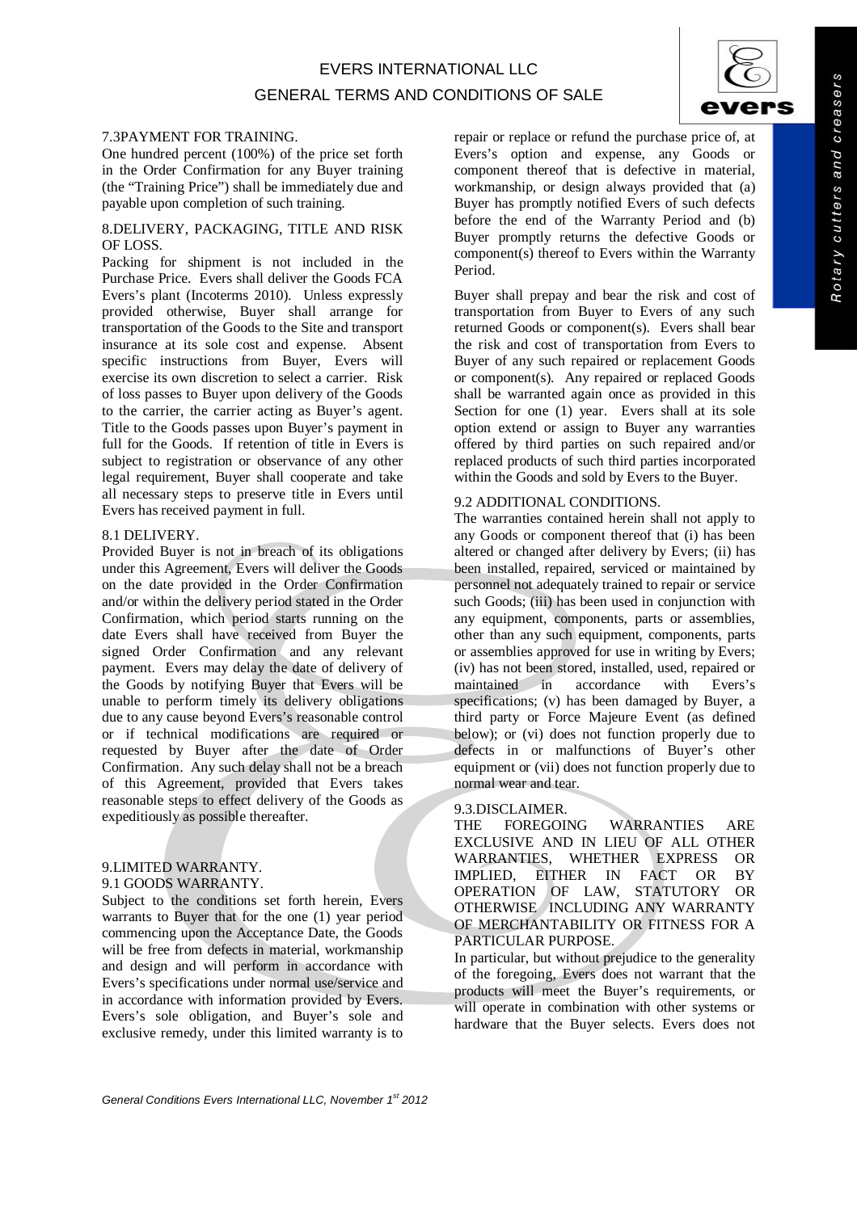### 7.3PAYMENT FOR TRAINING.

One hundred percent (100%) of the price set forth in the Order Confirmation for any Buyer training (the "Training Price") shall be immediately due and payable upon completion of such training.

## 8.DELIVERY, PACKAGING, TITLE AND RISK OF LOSS.

Packing for shipment is not included in the Purchase Price. Evers shall deliver the Goods FCA Evers's plant (Incoterms 2010). Unless expressly provided otherwise, Buyer shall arrange for transportation of the Goods to the Site and transport insurance at its sole cost and expense. Absent specific instructions from Buyer, Evers will exercise its own discretion to select a carrier. Risk of loss passes to Buyer upon delivery of the Goods to the carrier, the carrier acting as Buyer's agent. Title to the Goods passes upon Buyer's payment in full for the Goods. If retention of title in Evers is subject to registration or observance of any other legal requirement, Buyer shall cooperate and take all necessary steps to preserve title in Evers until Evers has received payment in full.

### 8.1 DELIVERY.

Provided Buyer is not in breach of its obligations under this Agreement, Evers will deliver the Goods on the date provided in the Order Confirmation and/or within the delivery period stated in the Order Confirmation, which period starts running on the date Evers shall have received from Buyer the signed Order Confirmation and any relevant payment. Evers may delay the date of delivery of the Goods by notifying Buyer that Evers will be unable to perform timely its delivery obligations due to any cause beyond Evers's reasonable control or if technical modifications are required or requested by Buyer after the date of Order Confirmation. Any such delay shall not be a breach of this Agreement, provided that Evers takes reasonable steps to effect delivery of the Goods as expeditiously as possible thereafter.

## 9.LIMITED WARRANTY.

### 9.1 GOODS WARRANTY.

Subject to the conditions set forth herein, Evers warrants to Buyer that for the one (1) year period commencing upon the Acceptance Date, the Goods will be free from defects in material, workmanship and design and will perform in accordance with Evers's specifications under normal use/service and in accordance with information provided by Evers. Evers's sole obligation, and Buyer's sole and exclusive remedy, under this limited warranty is to repair or replace or refund the purchase price of, at Evers's option and expense, any Goods or component thereof that is defective in material, workmanship, or design always provided that (a) Buyer has promptly notified Evers of such defects before the end of the Warranty Period and (b) Buyer promptly returns the defective Goods or component(s) thereof to Evers within the Warranty Period.

Buyer shall prepay and bear the risk and cost of transportation from Buyer to Evers of any such returned Goods or component(s). Evers shall bear the risk and cost of transportation from Evers to Buyer of any such repaired or replacement Goods or component(s). Any repaired or replaced Goods shall be warranted again once as provided in this Section for one (1) year. Evers shall at its sole option extend or assign to Buyer any warranties offered by third parties on such repaired and/or replaced products of such third parties incorporated within the Goods and sold by Evers to the Buyer.

### 9.2 ADDITIONAL CONDITIONS.

The warranties contained herein shall not apply to any Goods or component thereof that (i) has been altered or changed after delivery by Evers; (ii) has been installed, repaired, serviced or maintained by personnel not adequately trained to repair or service such Goods; (iii) has been used in conjunction with any equipment, components, parts or assemblies, other than any such equipment, components, parts or assemblies approved for use in writing by Evers; (iv) has not been stored, installed, used, repaired or maintained in accordance with Evers's specifications; (v) has been damaged by Buyer, a third party or Force Majeure Event (as defined below); or (vi) does not function properly due to defects in or malfunctions of Buyer's other equipment or (vii) does not function properly due to normal wear and tear.

### 9.3.DISCLAIMER.

THE FOREGOING WARRANTIES ARE EXCLUSIVE AND IN LIEU OF ALL OTHER WARRANTIES, WHETHER EXPRESS OR IMPLIED, EITHER IN FACT OR BY OPERATION OF LAW, STATUTORY OR OTHERWISE, INCLUDING ANY WARRANTY OF MERCHANTABILITY OR FITNESS FOR A PARTICULAR PURPOSE.

In particular, but without prejudice to the generality of the foregoing, Evers does not warrant that the products will meet the Buyer's requirements, or will operate in combination with other systems or hardware that the Buyer selects. Evers does not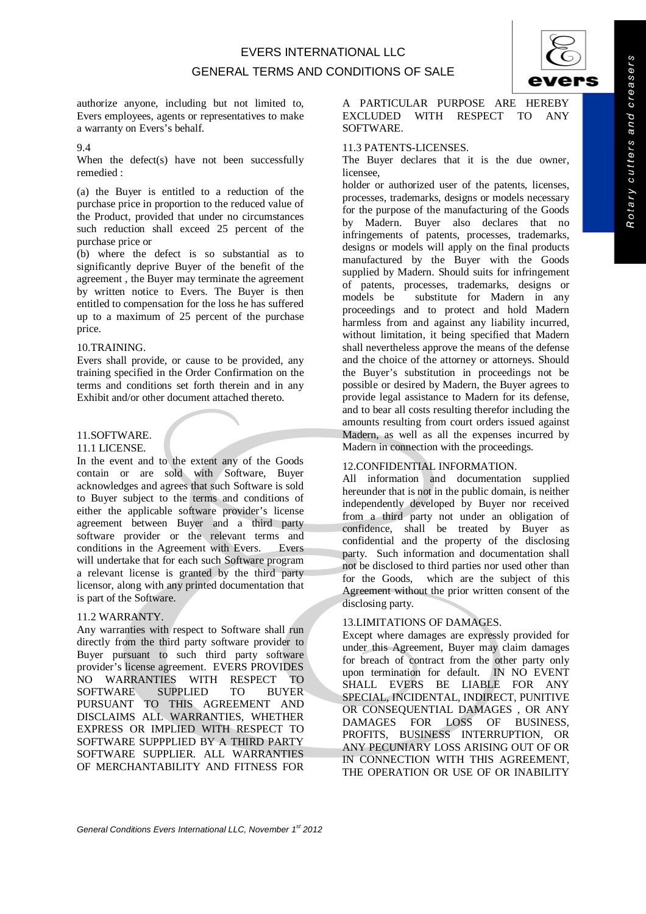authorize anyone, including but not limited to, Evers employees, agents or representatives to make a warranty on Evers's behalf.

9.4

When the defect(s) have not been successfully remedied :

(a) the Buyer is entitled to a reduction of the purchase price in proportion to the reduced value of the Product, provided that under no circumstances such reduction shall exceed 25 percent of the purchase price or

(b) where the defect is so substantial as to significantly deprive Buyer of the benefit of the agreement , the Buyer may terminate the agreement by written notice to Evers. The Buyer is then entitled to compensation for the loss he has suffered up to a maximum of 25 percent of the purchase price.

10.TRAINING.

Evers shall provide, or cause to be provided, any training specified in the Order Confirmation on the terms and conditions set forth therein and in any Exhibit and/or other document attached thereto.

11.SOFTWARE.

11.1 LICENSE.

In the event and to the extent any of the Goods contain or are sold with Software, Buyer acknowledges and agrees that such Software is sold to Buyer subject to the terms and conditions of either the applicable software provider's license agreement between Buyer and a third party software provider or the relevant terms and conditions in the Agreement with Evers. Evers will undertake that for each such Software program a relevant license is granted by the third party licensor, along with any printed documentation that is part of the Software.

11.2 WARRANTY.

Any warranties with respect to Software shall run directly from the third party software provider to Buyer pursuant to such third party software provider's license agreement. EVERS PROVIDES NO WARRANTIES WITH RESPECT TO SOFTWARE SUPPLIED TO BUYER PURSUANT TO THIS AGREEMENT AND DISCLAIMS ALL WARRANTIES, WHETHER EXPRESS OR IMPLIED WITH RESPECT TO SOFTWARE SUPPPLIED BY A THIRD PARTY SOFTWARE SUPPLIER. ALL WARRANTIES OF MERCHANTABILITY AND FITNESS FOR A PARTICULAR PURPOSE ARE HEREBY EXCLUDED WITH RESPECT TO ANY SOFTWARE.

11.3 PATENTS-LICENSES.

The Buyer declares that it is the due owner, licensee,

holder or authorized user of the patents, licenses, processes, trademarks, designs or models necessary for the purpose of the manufacturing of the Goods by Madern. Buyer also declares that no infringements of patents, processes, trademarks, designs or models will apply on the final products manufactured by the Buyer with the Goods supplied by Madern. Should suits for infringement of patents, processes, trademarks, designs or models be substitute for Madern in any proceedings and to protect and hold Madern harmless from and against any liability incurred, without limitation, it being specified that Madern shall nevertheless approve the means of the defense and the choice of the attorney or attorneys. Should the Buyer's substitution in proceedings not be possible or desired by Madern, the Buyer agrees to provide legal assistance to Madern for its defense, and to bear all costs resulting therefor including the amounts resulting from court orders issued against Madern, as well as all the expenses incurred by Madern in connection with the proceedings.

12.CONFIDENTIAL INFORMATION.

All information and documentation supplied hereunder that is not in the public domain, is neither independently developed by Buyer nor received from a third party not under an obligation of confidence, shall be treated by Buyer as confidential and the property of the disclosing party. Such information and documentation shall not be disclosed to third parties nor used other than for the Goods, which are the subject of this Agreement without the prior written consent of the disclosing party.

13.LIMITATIONS OF DAMAGES.

Except where damages are expressly provided for under this Agreement, Buyer may claim damages for breach of contract from the other party only upon termination for default. IN NO EVENT SHALL EVERS BE LIABLE FOR ANY SPECIAL, INCIDENTAL, INDIRECT, PUNITIVE OR CONSEQUENTIAL DAMAGES , OR ANY DAMAGES FOR LOSS OF BUSINESS, PROFITS, BUSINESS INTERRUPTION, OR ANY PECUNIARY LOSS ARISING OUT OF OR IN CONNECTION WITH THIS AGREEMENT, THE OPERATION OR USE OF OR INABILITY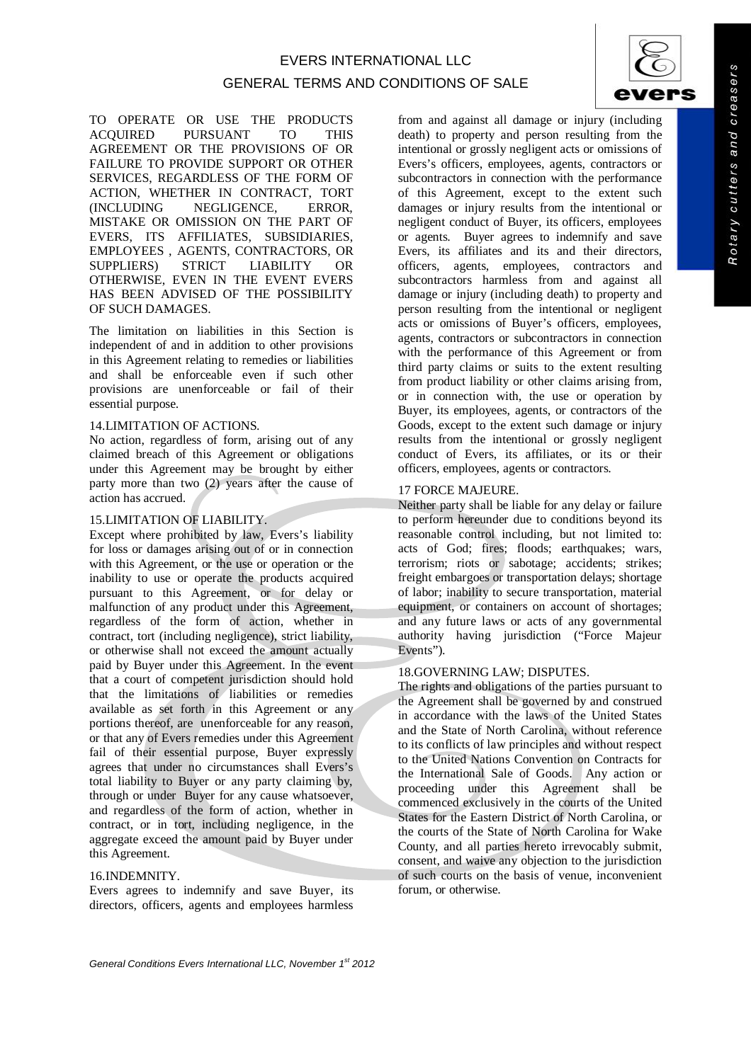TO OPERATE OR USE THE PRODUCTS ACQUIRED PURSUANT TO THIS AGREEMENT OR THE PROVISIONS OF OR FAILURE TO PROVIDE SUPPORT OR OTHER SERVICES, REGARDLESS OF THE FORM OF ACTION, WHETHER IN CONTRACT, TORT (INCLUDING NEGLIGENCE, ERROR, MISTAKE OR OMISSION ON THE PART OF EVERS, ITS AFFILIATES, SUBSIDIARIES, EMPLOYEES , AGENTS, CONTRACTORS, OR SUPPLIERS) STRICT LIABILITY OR OTHERWISE, EVEN IN THE EVENT EVERS HAS BEEN ADVISED OF THE POSSIBILITY OF SUCH DAMAGES.

The limitation on liabilities in this Section is independent of and in addition to other provisions in this Agreement relating to remedies or liabilities and shall be enforceable even if such other provisions are unenforceable or fail of their essential purpose.

## 14.LIMITATION OF ACTIONS.

No action, regardless of form, arising out of any claimed breach of this Agreement or obligations under this Agreement may be brought by either party more than two (2) years after the cause of action has accrued.

## 15.LIMITATION OF LIABILITY.

Except where prohibited by law, Evers's liability for loss or damages arising out of or in connection with this Agreement, or the use or operation or the inability to use or operate the products acquired pursuant to this Agreement, or for delay or malfunction of any product under this Agreement, regardless of the form of action, whether in contract, tort (including negligence), strict liability, or otherwise shall not exceed the amount actually paid by Buyer under this Agreement. In the event that a court of competent jurisdiction should hold that the limitations of liabilities or remedies available as set forth in this Agreement or any portions thereof, are unenforceable for any reason, or that any of Evers remedies under this Agreement fail of their essential purpose, Buyer expressly agrees that under no circumstances shall Evers's total liability to Buyer or any party claiming by, through or under Buyer for any cause whatsoever, and regardless of the form of action, whether in contract, or in tort, including negligence, in the aggregate exceed the amount paid by Buyer under this Agreement.

## 16.INDEMNITY.

Evers agrees to indemnify and save Buyer, its directors, officers, agents and employees harmless from and against all damage or injury (including death) to property and person resulting from the intentional or grossly negligent acts or omissions of Evers's officers, employees, agents, contractors or subcontractors in connection with the performance of this Agreement, except to the extent such damages or injury results from the intentional or negligent conduct of Buyer, its officers, employees or agents. Buyer agrees to indemnify and save Evers, its affiliates and its and their directors, officers, agents, employees, contractors and subcontractors harmless from and against all damage or injury (including death) to property and person resulting from the intentional or negligent acts or omissions of Buyer's officers, employees, agents, contractors or subcontractors in connection with the performance of this Agreement or from third party claims or suits to the extent resulting from product liability or other claims arising from, or in connection with, the use or operation by Buyer, its employees, agents, or contractors of the Goods, except to the extent such damage or injury results from the intentional or grossly negligent conduct of Evers, its affiliates, or its or their officers, employees, agents or contractors.

## 17 FORCE MAJEURE.

Neither party shall be liable for any delay or failure to perform hereunder due to conditions beyond its reasonable control including, but not limited to: acts of God; fires; floods; earthquakes; wars, terrorism; riots or sabotage; accidents; strikes; freight embargoes or transportation delays; shortage of labor; inability to secure transportation, material equipment, or containers on account of shortages; and any future laws or acts of any governmental authority having jurisdiction ("Force Majeur Events").

## 18.GOVERNING LAW; DISPUTES.

The rights and obligations of the parties pursuant to the Agreement shall be governed by and construed in accordance with the laws of the United States and the State of North Carolina, without reference to its conflicts of law principles and without respect to the United Nations Convention on Contracts for the International Sale of Goods. Any action or proceeding under this Agreement shall be commenced exclusively in the courts of the United States for the Eastern District of North Carolina, or the courts of the State of North Carolina for Wake County, and all parties hereto irrevocably submit, consent, and waive any objection to the jurisdiction of such courts on the basis of venue, inconvenient forum, or otherwise.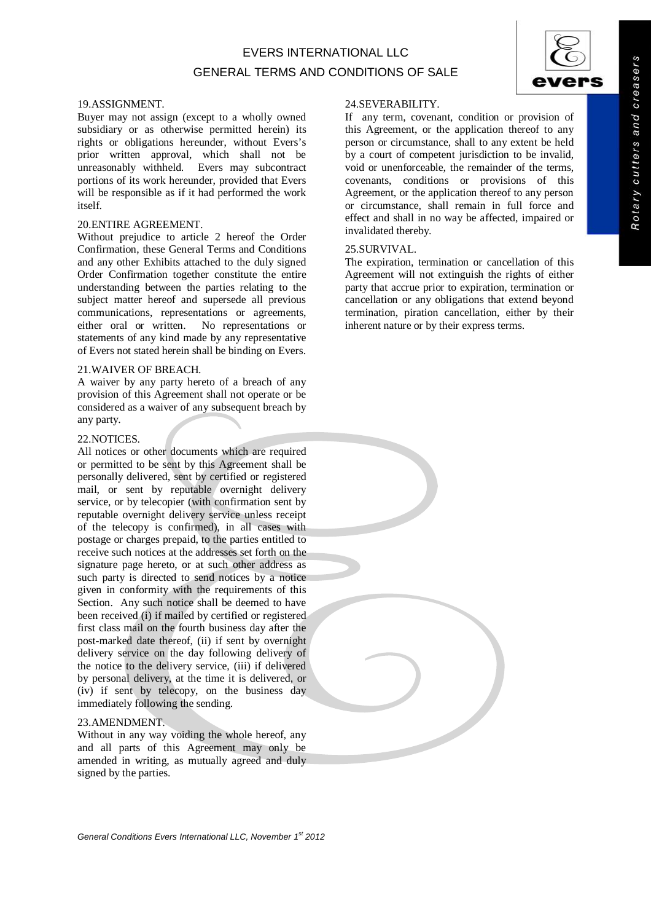# EVERS INTERNATIONAL LLC
## GENERAL TERMS AND CONDITIONS OF SALE

19.ASSIGNMENT.
Buyer may not assign (except to a wholly owned subsidiary or as otherwise permitted herein) its rights or obligations hereunder, without Evers's prior written approval, which shall not be unreasonably withheld. Evers may subcontract portions of its work hereunder, provided that Evers will be responsible as if it had performed the work itself.

20.ENTIRE AGREEMENT.
Without prejudice to article 2 hereof the Order Confirmation, these General Terms and Conditions and any other Exhibits attached to the duly signed Order Confirmation together constitute the entire understanding between the parties relating to the subject matter hereof and supersede all previous communications, representations or agreements, either oral or written. No representations or statements of any kind made by any representative of Evers not stated herein shall be binding on Evers.

21.WAIVER OF BREACH.
A waiver by any party hereto of a breach of any provision of this Agreement shall not operate or be considered as a waiver of any subsequent breach by any party.

22.NOTICES.
All notices or other documents which are required or permitted to be sent by this Agreement shall be personally delivered, sent by certified or registered mail, or sent by reputable overnight delivery service, or by telecopier (with confirmation sent by reputable overnight delivery service unless receipt of the telecopy is confirmed), in all cases with postage or charges prepaid, to the parties entitled to receive such notices at the addresses set forth on the signature page hereto, or at such other address as such party is directed to send notices by a notice given in conformity with the requirements of this Section. Any such notice shall be deemed to have been received (i) if mailed by certified or registered first class mail on the fourth business day after the post-marked date thereof, (ii) if sent by overnight delivery service on the day following delivery of the notice to the delivery service, (iii) if delivered by personal delivery, at the time it is delivered, or (iv) if sent by telecopy, on the business day immediately following the sending.

23.AMENDMENT.
Without in any way voiding the whole hereof, any and all parts of this Agreement may only be amended in writing, as mutually agreed and duly signed by the parties.

24.SEVERABILITY.
If any term, covenant, condition or provision of this Agreement, or the application thereof to any person or circumstance, shall to any extent be held by a court of competent jurisdiction to be invalid, void or unenforceable, the remainder of the terms, covenants, conditions or provisions of this Agreement, or the application thereof to any person or circumstance, shall remain in full force and effect and shall in no way be affected, impaired or invalidated thereby.

25.SURVIVAL.
The expiration, termination or cancellation of this Agreement will not extinguish the rights of either party that accrue prior to expiration, termination or cancellation or any obligations that extend beyond termination, piration cancellation, either by their inherent nature or by their express terms.

*General Conditions Evers International LLC, November 1st 2012*